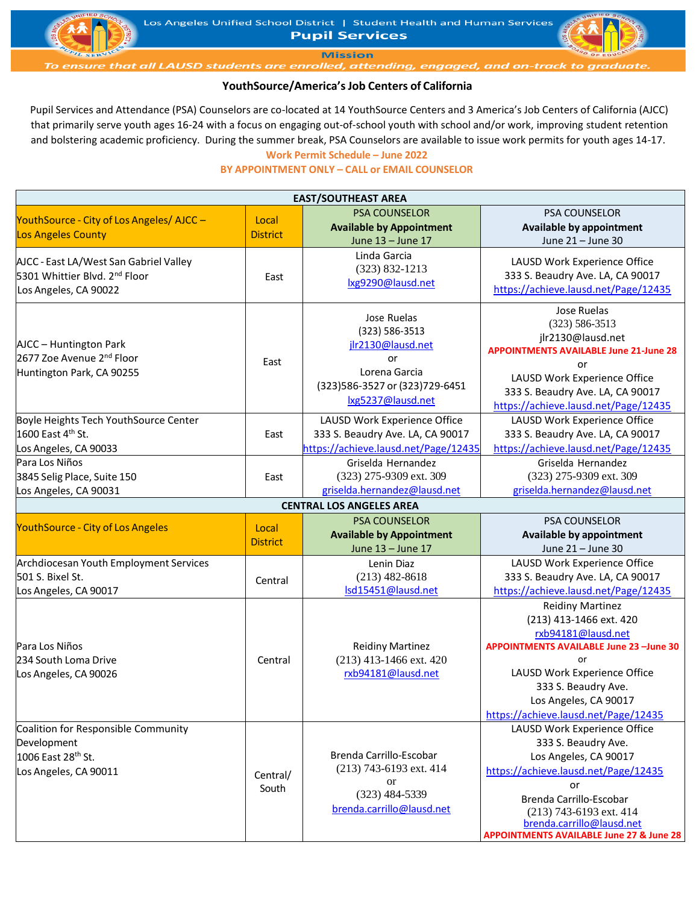Los Angeles Unified School District | Student Health and Human Services

**Pupil Services**

**Mission**

*To ensure that all LAUSD students are enrolled, attending, engaged, and on-track to graduate.*

## YouthSource/America's Job Centers of California

Pupil Services and Attendance (PSA) Counselors are co-located at 14 YouthSource Centers and 3 America's Job Centers of California (AJCC) that primarily serve youth ages 16-24 with a focus on engaging out-of-school youth with school and/or work, improving student retention and bolstering academic proficiency. During the summer break, PSA Counselors are available to issue work permits for youth ages 14-17.

**Work Permit Schedule – June 2022**

**BY APPOINTMENT ONLY – CALL or EMAIL COUNSELOR**

| EAST/SOUTHEAST AREA | | | |
|---|---|---|---|
| YouthSource - City of Los Angeles/ AJCC – Los Angeles County | Local District | PSA COUNSELOR **Available by Appointment** June 13 – June 17 | PSA COUNSELOR **Available by appointment** June 21 – June 30 |
| AJCC - East LA/West San Gabriel Valley 5301 Whittier Blvd. 2nd Floor Los Angeles, CA 90022 | East | Linda Garcia (323) 832-1213 lxg9290@lausd.net | LAUSD Work Experience Office 333 S. Beaudry Ave. LA, CA 90017 https://achieve.lausd.net/Page/12435 |
| AJCC – Huntington Park 2677 Zoe Avenue 2nd Floor Huntington Park, CA 90255 | East | Jose Ruelas (323) 586-3513 jlr2130@lausd.net or Lorena Garcia (323)586-3527 or (323)729-6451 lxg5237@lausd.net | Jose Ruelas (323) 586-3513 jlr2130@lausd.net **APPOINTMENTS AVAILABLE June 21-June 28** or LAUSD Work Experience Office 333 S. Beaudry Ave. LA, CA 90017 https://achieve.lausd.net/Page/12435 |
| Boyle Heights Tech YouthSource Center 1600 East 4th St. Los Angeles, CA 90033 | East | LAUSD Work Experience Office 333 S. Beaudry Ave. LA, CA 90017 https://achieve.lausd.net/Page/12435 | LAUSD Work Experience Office 333 S. Beaudry Ave. LA, CA 90017 https://achieve.lausd.net/Page/12435 |
| Para Los Niños 3845 Selig Place, Suite 150 Los Angeles, CA 90031 | East | Griselda Hernandez (323) 275-9309 ext. 309 griselda.hernandez@lausd.net | Griselda Hernandez (323) 275-9309 ext. 309 griselda.hernandez@lausd.net |
| **CENTRAL LOS ANGELES AREA** | | | |
| YouthSource - City of Los Angeles | Local District | PSA COUNSELOR **Available by Appointment** June 13 – June 17 | PSA COUNSELOR **Available by appointment** June 21 – June 30 |
| Archdiocesan Youth Employment Services 501 S. Bixel St. Los Angeles, CA 90017 | Central | Lenin Diaz (213) 482-8618 lsd15451@lausd.net | LAUSD Work Experience Office 333 S. Beaudry Ave. LA, CA 90017 https://achieve.lausd.net/Page/12435 |
| Para Los Niños 234 South Loma Drive Los Angeles, CA 90026 | Central | Reidiny Martinez (213) 413-1466 ext. 420 rxb94181@lausd.net | Reidiny Martinez (213) 413-1466 ext. 420 rxb94181@lausd.net **APPOINTMENTS AVAILABLE June 23 –June 30** or LAUSD Work Experience Office 333 S. Beaudry Ave. Los Angeles, CA 90017 https://achieve.lausd.net/Page/12435 |
| Coalition for Responsible Community Development 1006 East 28th St. Los Angeles, CA 90011 | Central/ South | Brenda Carrillo-Escobar (213) 743-6193 ext. 414 or (323) 484-5339 brenda.carrillo@lausd.net | LAUSD Work Experience Office 333 S. Beaudry Ave. Los Angeles, CA 90017 https://achieve.lausd.net/Page/12435 or Brenda Carrillo-Escobar (213) 743-6193 ext. 414 brenda.carrillo@lausd.net **APPOINTMENTS AVAILABLE June 27 & June 28** |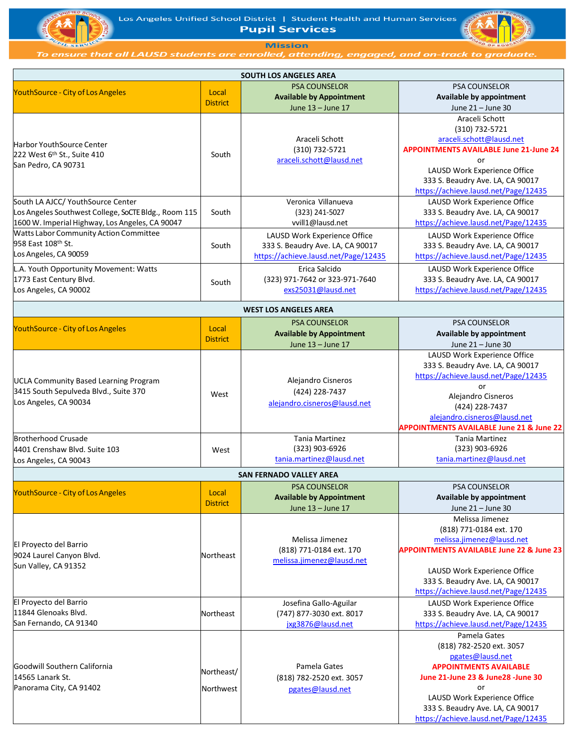Los Angeles Unified School District | Student Health and Human Services

**Pupil Services**

**Mission**

*To ensure that all LAUSD students are enrolled, attending, engaged, and on-track to graduate.*

| SOUTH LOS ANGELES AREA | | | |
|---|---|---|---|
| YouthSource - City of Los Angeles | Local District | PSA COUNSELOR **Available by Appointment** June 13 – June 17 | PSA COUNSELOR **Available by appointment** June 21 – June 30 |
| Harbor YouthSource Center 222 West 6th St., Suite 410 San Pedro, CA 90731 | South | Araceli Schott (310) 732-5721 araceli.schott@lausd.net | Araceli Schott (310) 732-5721 araceli.schott@lausd.net **APPOINTMENTS AVAILABLE June 21-June 24** or LAUSD Work Experience Office 333 S. Beaudry Ave. LA, CA 90017 https://achieve.lausd.net/Page/12435 |
| South LA AJCC/ YouthSource Center Los Angeles Southwest College, SoCTE Bldg., Room 115 1600 W. Imperial Highway, Los Angeles, CA 90047 | South | Veronica Villanueva (323) 241-5027 vvill1@lausd.net | LAUSD Work Experience Office 333 S. Beaudry Ave. LA, CA 90017 https://achieve.lausd.net/Page/12435 |
| Watts Labor Community Action Committee 958 East 108th St. Los Angeles, CA 90059 | South | LAUSD Work Experience Office 333 S. Beaudry Ave. LA, CA 90017 https://achieve.lausd.net/Page/12435 | LAUSD Work Experience Office 333 S. Beaudry Ave. LA, CA 90017 https://achieve.lausd.net/Page/12435 |
| L.A. Youth Opportunity Movement: Watts 1773 East Century Blvd. Los Angeles, CA 90002 | South | Erica Salcido (323) 971-7642 or 323-971-7640 exs25031@lausd.net | LAUSD Work Experience Office 333 S. Beaudry Ave. LA, CA 90017 https://achieve.lausd.net/Page/12435 |
| **WEST LOS ANGELES AREA** | | | |
| YouthSource - City of Los Angeles | Local District | PSA COUNSELOR **Available by Appointment** June 13 – June 17 | PSA COUNSELOR **Available by appointment** June 21 – June 30 |
| UCLA Community Based Learning Program 3415 South Sepulveda Blvd., Suite 370 Los Angeles, CA 90034 | West | Alejandro Cisneros (424) 228-7437 alejandro.cisneros@lausd.net | LAUSD Work Experience Office 333 S. Beaudry Ave. LA, CA 90017 https://achieve.lausd.net/Page/12435 or Alejandro Cisneros (424) 228-7437 alejandro.cisneros@lausd.net **APPOINTMENTS AVAILABLE June 21 & June 22** |
| Brotherhood Crusade 4401 Crenshaw Blvd. Suite 103 Los Angeles, CA 90043 | West | Tania Martinez (323) 903-6926 tania.martinez@lausd.net | Tania Martinez (323) 903-6926 tania.martinez@lausd.net |
| **SAN FERNANDO VALLEY AREA** | | | |
| YouthSource - City of Los Angeles | Local District | PSA COUNSELOR **Available by Appointment** June 13 – June 17 | PSA COUNSELOR **Available by appointment** June 21 – June 30 |
| El Proyecto del Barrio 9024 Laurel Canyon Blvd. Sun Valley, CA 91352 | Northeast | Melissa Jimenez (818) 771-0184 ext. 170 melissa.jimenez@lausd.net | Melissa Jimenez (818) 771-0184 ext. 170 melissa.jimenez@lausd.net **APPOINTMENTS AVAILABLE June 22 & June 23** LAUSD Work Experience Office 333 S. Beaudry Ave. LA, CA 90017 https://achieve.lausd.net/Page/12435 |
| El Proyecto del Barrio 11844 Glenoaks Blvd. San Fernando, CA 91340 | Northeast | Josefina Gallo-Aguilar (747) 877-3030 ext. 8017 jxg3876@lausd.net | LAUSD Work Experience Office 333 S. Beaudry Ave. LA, CA 90017 https://achieve.lausd.net/Page/12435 |
| Goodwill Southern California 14565 Lanark St. Panorama City, CA 91402 | Northeast/ Northwest | Pamela Gates (818) 782-2520 ext. 3057 pgates@lausd.net | Pamela Gates (818) 782-2520 ext. 3057 pgates@lausd.net **APPOINTMENTS AVAILABLE June 21-June 23 & June28 -June 30** or LAUSD Work Experience Office 333 S. Beaudry Ave. LA, CA 90017 https://achieve.lausd.net/Page/12435 |